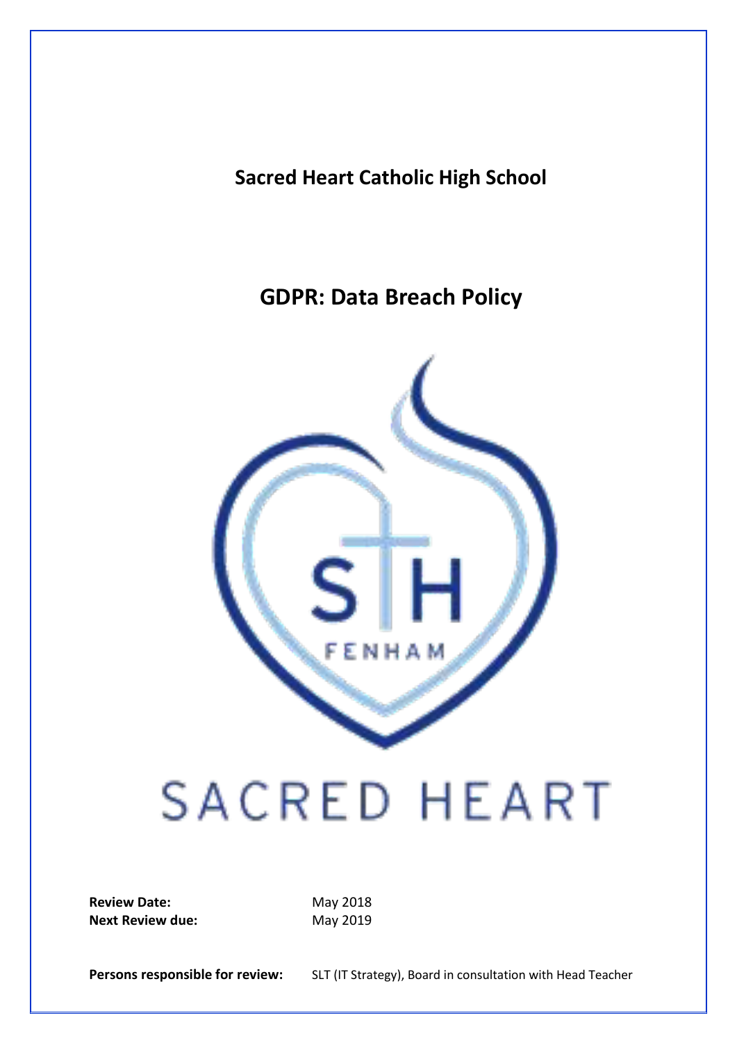# Sacred Heart Catholic High School

## GDPR: Data Breach Policy

SACRED HEART

**Review Date:** May 2018
**Next Review due:** May 2019

**Persons responsible for review:** SLT (IT Strategy), Board in consultation with Head Teacher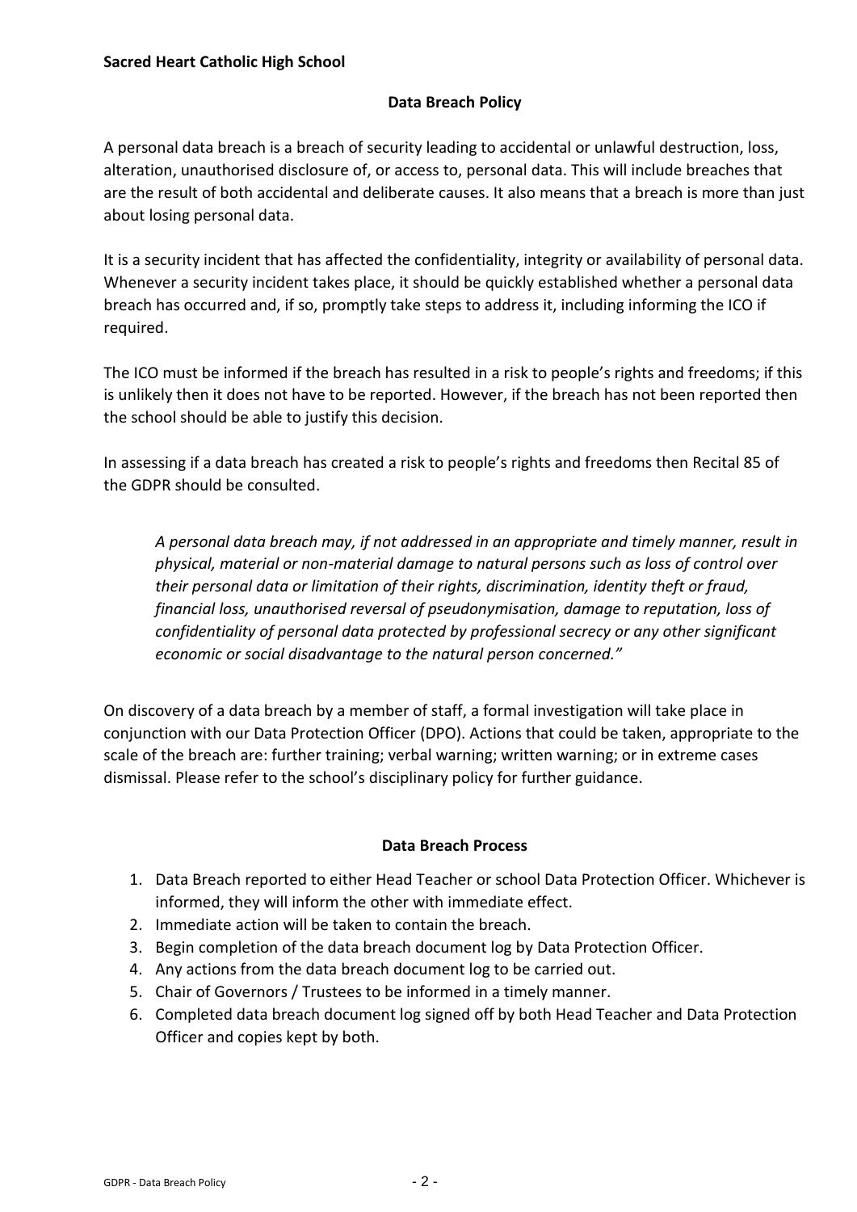**Sacred Heart Catholic High School**

## Data Breach Policy

A personal data breach is a breach of security leading to accidental or unlawful destruction, loss, alteration, unauthorised disclosure of, or access to, personal data. This will include breaches that are the result of both accidental and deliberate causes. It also means that a breach is more than just about losing personal data.

It is a security incident that has affected the confidentiality, integrity or availability of personal data. Whenever a security incident takes place, it should be quickly established whether a personal data breach has occurred and, if so, promptly take steps to address it, including informing the ICO if required.

The ICO must be informed if the breach has resulted in a risk to people's rights and freedoms; if this is unlikely then it does not have to be reported. However, if the breach has not been reported then the school should be able to justify this decision.

In assessing if a data breach has created a risk to people's rights and freedoms then Recital 85 of the GDPR should be consulted.

> *A personal data breach may, if not addressed in an appropriate and timely manner, result in physical, material or non-material damage to natural persons such as loss of control over their personal data or limitation of their rights, discrimination, identity theft or fraud, financial loss, unauthorised reversal of pseudonymisation, damage to reputation, loss of confidentiality of personal data protected by professional secrecy or any other significant economic or social disadvantage to the natural person concerned."*

On discovery of a data breach by a member of staff, a formal investigation will take place in conjunction with our Data Protection Officer (DPO). Actions that could be taken, appropriate to the scale of the breach are: further training; verbal warning; written warning; or in extreme cases dismissal. Please refer to the school's disciplinary policy for further guidance.

## Data Breach Process

1. Data Breach reported to either Head Teacher or school Data Protection Officer. Whichever is informed, they will inform the other with immediate effect.
2. Immediate action will be taken to contain the breach.
3. Begin completion of the data breach document log by Data Protection Officer.
4. Any actions from the data breach document log to be carried out.
5. Chair of Governors / Trustees to be informed in a timely manner.
6. Completed data breach document log signed off by both Head Teacher and Data Protection Officer and copies kept by both.